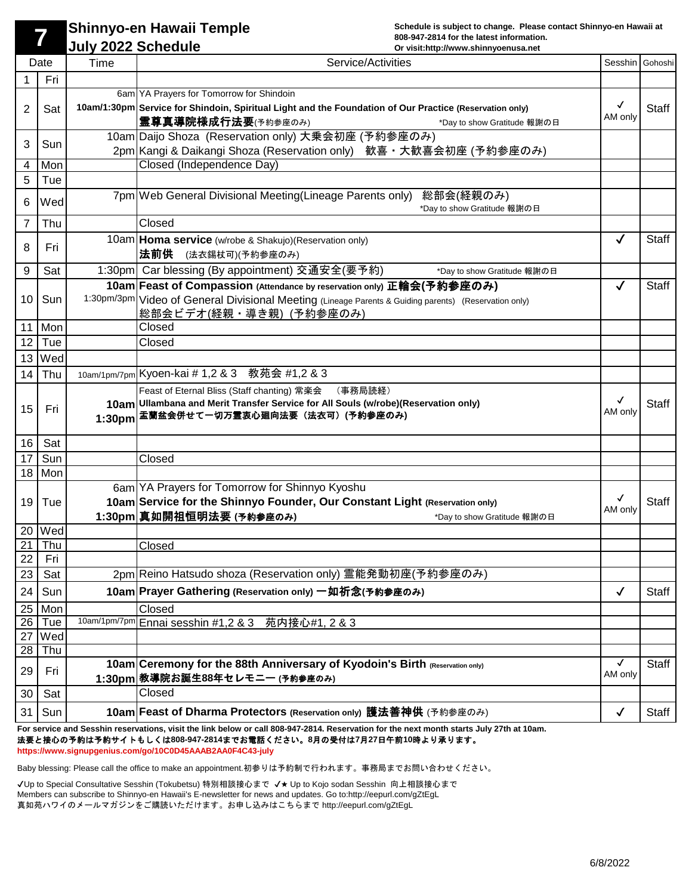# 7 Shinnyo-en Hawaii Temple July 2022 Schedule

Schedule is subject to change. Please contact Shinnyo-en Hawaii at 808-947-2814 for the latest information.
Or visit:http://www.shinnyoenusa.net

| Date | | Time | Service/Activities | Sesshin | Gohoshi |
|---|---|---|---|---|---|
| 1 | Fri | | | | |
| 2 | Sat | 6am<br>**10am/1:30pm** | YA Prayers for Tomorrow for Shindoin<br>**Service for Shindoin, Spiritual Light and the Foundation of Our Practice (Reservation only)**<br>**霊尊真導院様成行法要**(予約参座のみ) *Day to show Gratitude 報謝の日 | ✓ AM only | Staff |
| 3 | Sun | 10am<br>2pm | Daijo Shoza (Reservation only) 大乗会初座 (予約参座のみ)<br>Kangi & Daikangi Shoza (Reservation only) 歓喜・大歓喜会初座 (予約参座のみ) | | |
| 4 | Mon | | Closed (Independence Day) | | |
| 5 | Tue | | | | |
| 6 | Wed | 7pm | Web General Divisional Meeting(Lineage Parents only) 総部会(経親のみ)<br>*Day to show Gratitude 報謝の日 | | |
| 7 | Thu | | Closed | | |
| 8 | Fri | 10am | **Homa service** (w/robe & Shakujo)(Reservation only)<br>**法前供** (法衣錫杖可)(予約参座のみ) | ✓ | Staff |
| 9 | Sat | 1:30pm | Car blessing (By appointment) 交通安全(要予約) *Day to show Gratitude 報謝の日 | | |
| 10 | Sun | **10am**<br>1:30pm/3pm | **Feast of Compassion (Attendance by reservation only) 正輪会(予約参座のみ)**<br>Video of General Divisional Meeting (Lineage Parents & Guiding parents) (Reservation only)<br>総部会ビデオ(経親・導き親) (予約参座のみ) | ✓ | Staff |
| 11 | Mon | | Closed | | |
| 12 | Tue | | Closed | | |
| 13 | Wed | | | | |
| 14 | Thu | 10am/1pm/7pm | Kyoen-kai # 1,2 & 3 教苑会 #1,2 & 3 | | |
| 15 | Fri | **10am**<br>**1:30pm** | Feast of Eternal Bliss (Staff chanting) 常楽会 （事務局読経）<br>**Ullambana and Merit Transfer Service for All Souls (w/robe)(Reservation only)**<br>**盂蘭盆会併せて一切万霊衷心廻向法要（法衣可）(予約参座のみ)** | ✓ AM only | Staff |
| 16 | Sat | | | | |
| 17 | Sun | | Closed | | |
| 18 | Mon | | | | |
| 19 | Tue | 6am<br>**10am**<br>**1:30pm** | YA Prayers for Tomorrow for Shinnyo Kyoshu<br>**Service for the Shinnyo Founder, Our Constant Light (Reservation only)**<br>**真如開祖恒明法要 (予約参座のみ)** *Day to show Gratitude 報謝の日 | ✓ AM only | Staff |
| 20 | Wed | | | | |
| 21 | Thu | | Closed | | |
| 22 | Fri | | | | |
| 23 | Sat | 2pm | Reino Hatsudo shoza (Reservation only) 霊能発動初座(予約参座のみ) | | |
| 24 | Sun | **10am** | **Prayer Gathering (Reservation only) 一如祈念(予約参座のみ)** | ✓ | Staff |
| 25 | Mon | | Closed | | |
| 26 | Tue | 10am/1pm/7pm | Ennai sesshin #1,2 & 3 苑内接心#1, 2 & 3 | | |
| 27 | Wed | | | | |
| 28 | Thu | | | | |
| 29 | Fri | **10am**<br>**1:30pm** | **Ceremony for the 88th Anniversary of Kyodoin's Birth (Reservation only)**<br>**教導院お誕生88年セレモニー (予約参座のみ)** | ✓ AM only | Staff |
| 30 | Sat | | Closed | | |
| 31 | Sun | **10am** | **Feast of Dharma Protectors (Reservation only) 護法善神供** (予約参座のみ) | ✓ | Staff |

**For service and Sesshin reservations, visit the link below or call 808-947-2814. Reservation for the next month starts July 27th at 10am.**
**法要と接心の予約は予約サイトもしくは808-947-2814までお電話ください。8月の受付は7月27日午前10時より承ります。**
**https://www.signupgenius.com/go/10C0D45AAAB2AA0F4C43-july**

Baby blessing: Please call the office to make an appointment.初参りは予約制で行われます。事務局までお問い合わせください。

✓Up to Special Consultative Sesshin (Tokubetsu) 特別相談接心まで ✓★ Up to Kojo sodan Sesshin 向上相談接心まで
Members can subscribe to Shinnyo-en Hawaii's E-newsletter for news and updates. Go to:http://eepurl.com/gZtEgL
真如苑ハワイのメールマガジンをご購読いただけます。お申し込みはこちらまで http://eepurl.com/gZtEgL

6/8/2022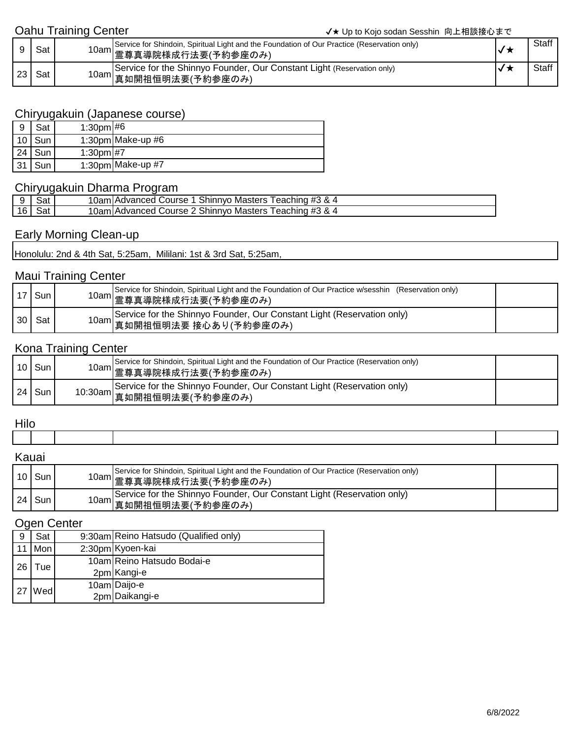## Oahu Training Center

✓★ Up to Kojo sodan Sesshin 向上相談接心まで

| | | | | | |
|---|---|---|---|---|---|
| 9 | Sat | 10am | Service for Shindoin, Spiritual Light and the Foundation of Our Practice (Reservation only) 霊尊真導院様成行法要(予約参座のみ) | ✓★ | Staff |
| 23 | Sat | 10am | Service for the Shinnyo Founder, Our Constant Light (Reservation only) 真如開祖恒明法要(予約参座のみ) | ✓★ | Staff |

## Chiryugakuin (Japanese course)

| | | | |
|---|---|---|---|
| 9 | Sat | 1:30pm | #6 |
| 10 | Sun | 1:30pm | Make-up #6 |
| 24 | Sun | 1:30pm | #7 |
| 31 | Sun | 1:30pm | Make-up #7 |

## Chiryugakuin Dharma Program

| | | | |
|---|---|---|---|
| 9 | Sat | 10am | Advanced Course 1 Shinnyo Masters Teaching #3 & 4 |
| 16 | Sat | 10am | Advanced Course 2 Shinnyo Masters Teaching #3 & 4 |

## Early Morning Clean-up

Honolulu: 2nd & 4th Sat, 5:25am, Mililani: 1st & 3rd Sat, 5:25am,

## Maui Training Center

| | | | | |
|---|---|---|---|---|
| 17 | Sun | 10am | Service for Shindoin, Spiritual Light and the Foundation of Our Practice w/sesshin (Reservation only) 霊尊真導院様成行法要(予約参座のみ) | |
| 30 | Sat | 10am | Service for the Shinnyo Founder, Our Constant Light (Reservation only) 真如開祖恒明法要 接心あり(予約参座のみ) | |

## Kona Training Center

| | | | | |
|---|---|---|---|---|
| 10 | Sun | 10am | Service for Shindoin, Spiritual Light and the Foundation of Our Practice (Reservation only) 霊尊真導院様成行法要(予約参座のみ) | |
| 24 | Sun | 10:30am | Service for the Shinnyo Founder, Our Constant Light (Reservation only) 真如開祖恒明法要(予約参座のみ) | |

## Hilo

| | | | | |
|---|---|---|---|---|
| | | | | |

## Kauai

| | | | | |
|---|---|---|---|---|
| 10 | Sun | 10am | Service for Shindoin, Spiritual Light and the Foundation of Our Practice (Reservation only) 霊尊真導院様成行法要(予約参座のみ) | |
| 24 | Sun | 10am | Service for the Shinnyo Founder, Our Constant Light (Reservation only) 真如開祖恒明法要(予約参座のみ) | |

## Ogen Center

| | | | |
|---|---|---|---|
| 9 | Sat | 9:30am | Reino Hatsudo (Qualified only) |
| 11 | Mon | 2:30pm | Kyoen-kai |
| 26 | Tue | 10am<br>2pm | Reino Hatsudo Bodai-e<br>Kangi-e |
| 27 | Wed | 10am<br>2pm | Daijo-e<br>Daikangi-e |

6/8/2022